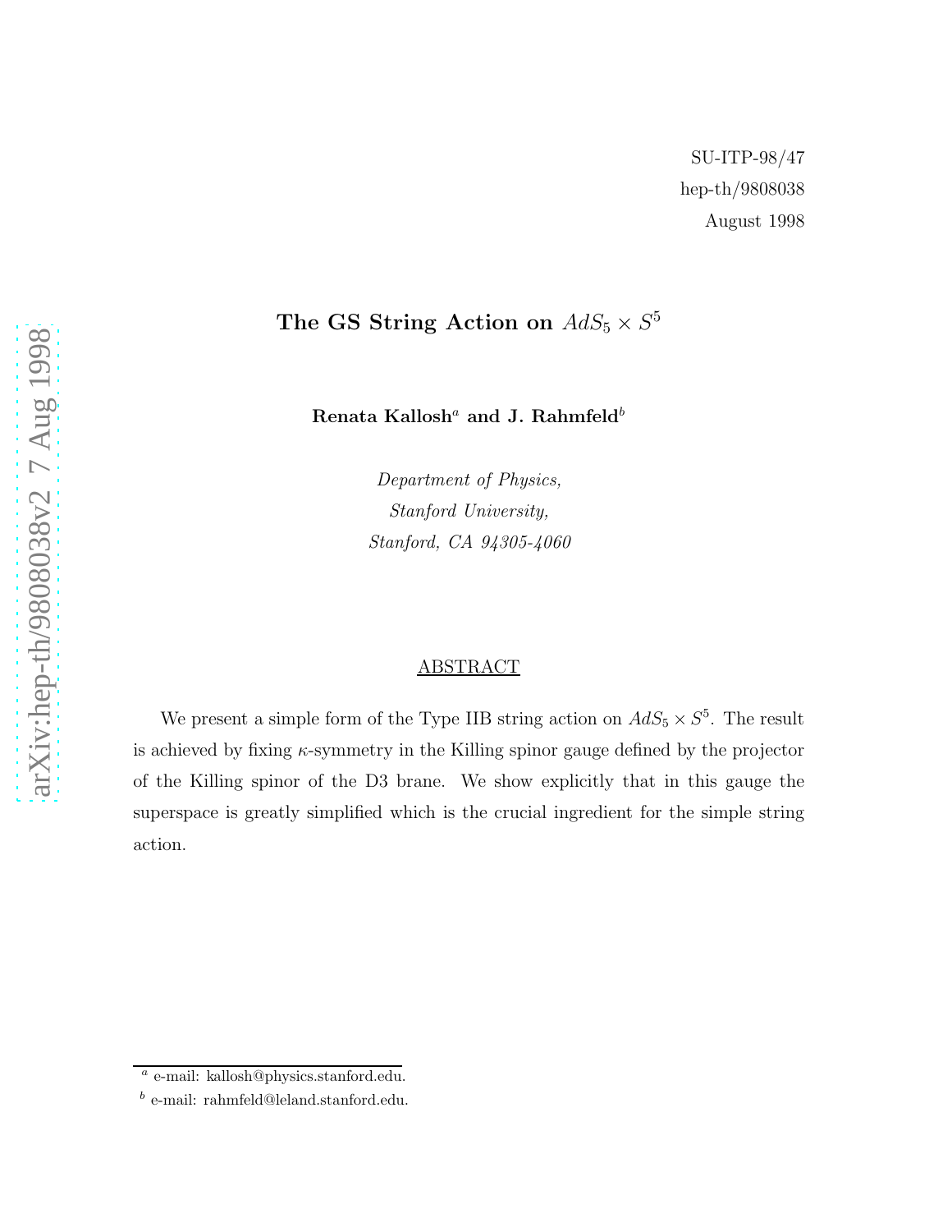SU-ITP-98/47

hep-th/9808038

August 1998

# The GS String Action on $AdS_5 \times S^5$

**Renata Kallosh[a] and J. Rahmfeld[b]**

*Department of Physics,*
*Stanford University,*
*Stanford, CA 94305-4060*

## ABSTRACT

We present a simple form of the Type IIB string action on $AdS_5 \times S^5$. The result is achieved by fixing $\kappa$-symmetry in the Killing spinor gauge defined by the projector of the Killing spinor of the D3 brane. We show explicitly that in this gauge the superspace is greatly simplified which is the crucial ingredient for the simple string action.

---

[a] e-mail: kallosh@physics.stanford.edu.

[b] e-mail: rahmfeld@leland.stanford.edu.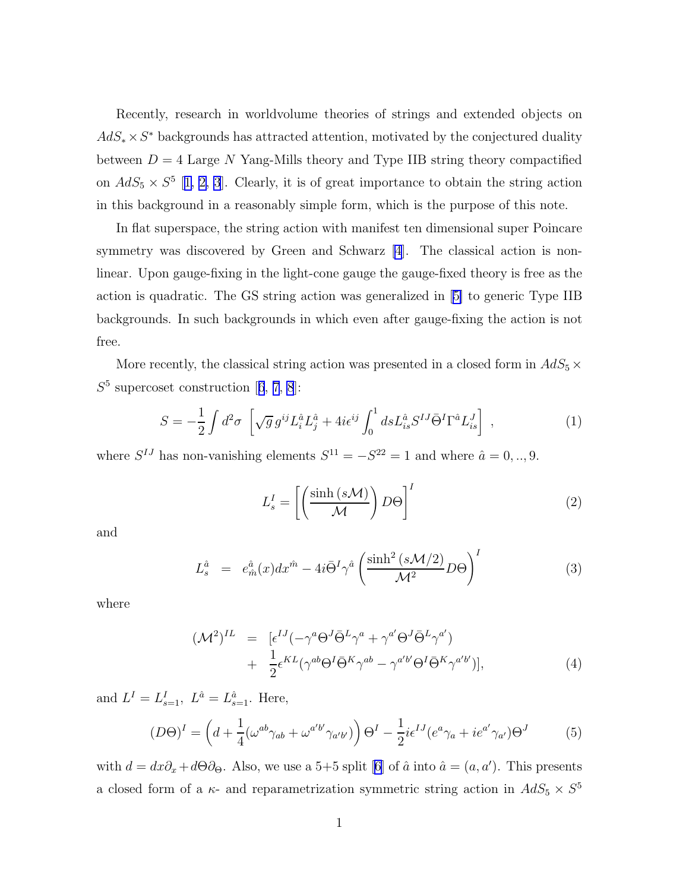Recently, research in worldvolume theories of strings and extended objects on $AdS_* \times S^*$ backgrounds has attracted attention, motivated by the conjectured duality between $D = 4$ Large $N$ Yang-Mills theory and Type IIB string theory compactified on $AdS_5 \times S^5$ [1, 2, 3]. Clearly, it is of great importance to obtain the string action in this background in a reasonably simple form, which is the purpose of this note.

In flat superspace, the string action with manifest ten dimensional super Poincare symmetry was discovered by Green and Schwarz [4]. The classical action is nonlinear. Upon gauge-fixing in the light-cone gauge the gauge-fixed theory is free as the action is quadratic. The GS string action was generalized in [5] to generic Type IIB backgrounds. In such backgrounds in which even after gauge-fixing the action is not free.

More recently, the classical string action was presented in a closed form in $AdS_5 \times S^5$ supercoset construction [6, 7, 8]:

$$
S = -\frac{1}{2}\int d^2\sigma \,\left[ \sqrt{g}\, g^{ij} L_i^{\hat{a}} L_j^{\hat{a}} + 4i\epsilon^{ij} \int_0^1 ds L_{is}^{\hat{a}} S^{IJ} \bar{\Theta}^I \Gamma^{\hat{a}} L_{is}^J \right] \,, \tag{1}
$$

where $S^{IJ}$ has non-vanishing elements $S^{11} = -S^{22} = 1$ and where $\hat{a} = 0, .., 9$.

$$
L_s^I = \left[ \left( \frac{\sinh(s\mathcal{M})}{\mathcal{M}} \right) D\Theta \right]^I \tag{2}
$$

and

$$
L_s^{\hat{a}} \;\; = \;\; e_{\hat{m}}^{\hat{a}}(x) dx^{\hat{m}} - 4i\bar{\Theta}^I \gamma^{\hat{a}} \left( \frac{\sinh^2(s\mathcal{M}/2)}{\mathcal{M}^2} D\Theta \right)^I \tag{3}
$$

where

$$
\begin{aligned}
(\mathcal{M}^2)^{IL} \;\; &= \;\; [\epsilon^{IJ}(-\gamma^a \Theta^J \bar{\Theta}^L \gamma^a + \gamma^{a'} \Theta^J \bar{\Theta}^L \gamma^{a'}) \\
&+ \;\; \frac{1}{2}\epsilon^{KL}(\gamma^{ab}\Theta^I \bar{\Theta}^K \gamma^{ab} - \gamma^{a'b'}\Theta^I \bar{\Theta}^K \gamma^{a'b'})],
\end{aligned} \tag{4}
$$

and $L^I = L^I_{s=1},\ L^{\hat{a}} = L^{\hat{a}}_{s=1}$. Here,

$$
(D\Theta)^I = \left( d + \frac{1}{4}(\omega^{ab}\gamma_{ab} + \omega^{a'b'}\gamma_{a'b'}) \right) \Theta^I - \frac{1}{2} i\epsilon^{IJ}(e^a \gamma_a + ie^{a'}\gamma_{a'})\Theta^J \tag{5}
$$

with $d = dx\partial_x + d\Theta\partial_\Theta$. Also, we use a 5+5 split [6] of $\hat{a}$ into $\hat{a} = (a, a')$. This presents a closed form of a $\kappa$- and reparametrization symmetric string action in $AdS_5 \times S^5$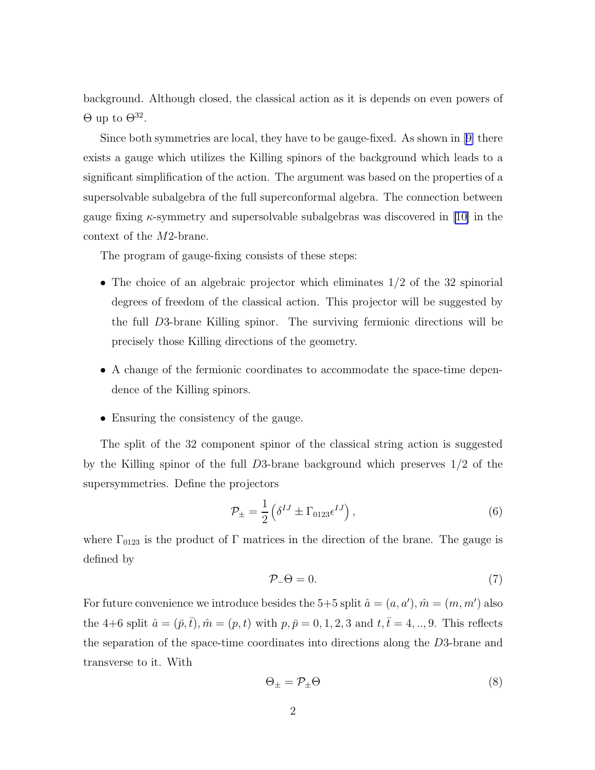background. Although closed, the classical action as it is depends on even powers of $\Theta$ up to $\Theta^{32}$.

Since both symmetries are local, they have to be gauge-fixed. As shown in [9] there exists a gauge which utilizes the Killing spinors of the background which leads to a significant simplification of the action. The argument was based on the properties of a supersolvable subalgebra of the full superconformal algebra. The connection between gauge fixing $\kappa$-symmetry and supersolvable subalgebras was discovered in [10] in the context of the $M2$-brane.

The program of gauge-fixing consists of these steps:

- The choice of an algebraic projector which eliminates 1/2 of the 32 spinorial degrees of freedom of the classical action. This projector will be suggested by the full $D3$-brane Killing spinor. The surviving fermionic directions will be precisely those Killing directions of the geometry.
- A change of the fermionic coordinates to accommodate the space-time dependence of the Killing spinors.
- Ensuring the consistency of the gauge.

The split of the 32 component spinor of the classical string action is suggested by the Killing spinor of the full $D3$-brane background which preserves 1/2 of the supersymmetries. Define the projectors

$$\mathcal{P}_{\pm} = \frac{1}{2}\left(\delta^{IJ} \pm \Gamma_{0123}\epsilon^{IJ}\right), \tag{6}$$

where $\Gamma_{0123}$ is the product of $\Gamma$ matrices in the direction of the brane. The gauge is defined by

$$\mathcal{P}_{-}\Theta = 0. \tag{7}$$

For future convenience we introduce besides the 5+5 split $\hat{a} = (a, a'), \hat{m} = (m, m')$ also the 4+6 split $\hat{a} = (\bar{p}, \bar{t}), \hat{m} = (p, t)$ with $p, \bar{p} = 0, 1, 2, 3$ and $t, \bar{t} = 4, .., 9$. This reflects the separation of the space-time coordinates into directions along the $D3$-brane and transverse to it. With

$$\Theta_{\pm} = \mathcal{P}_{\pm}\Theta \tag{8}$$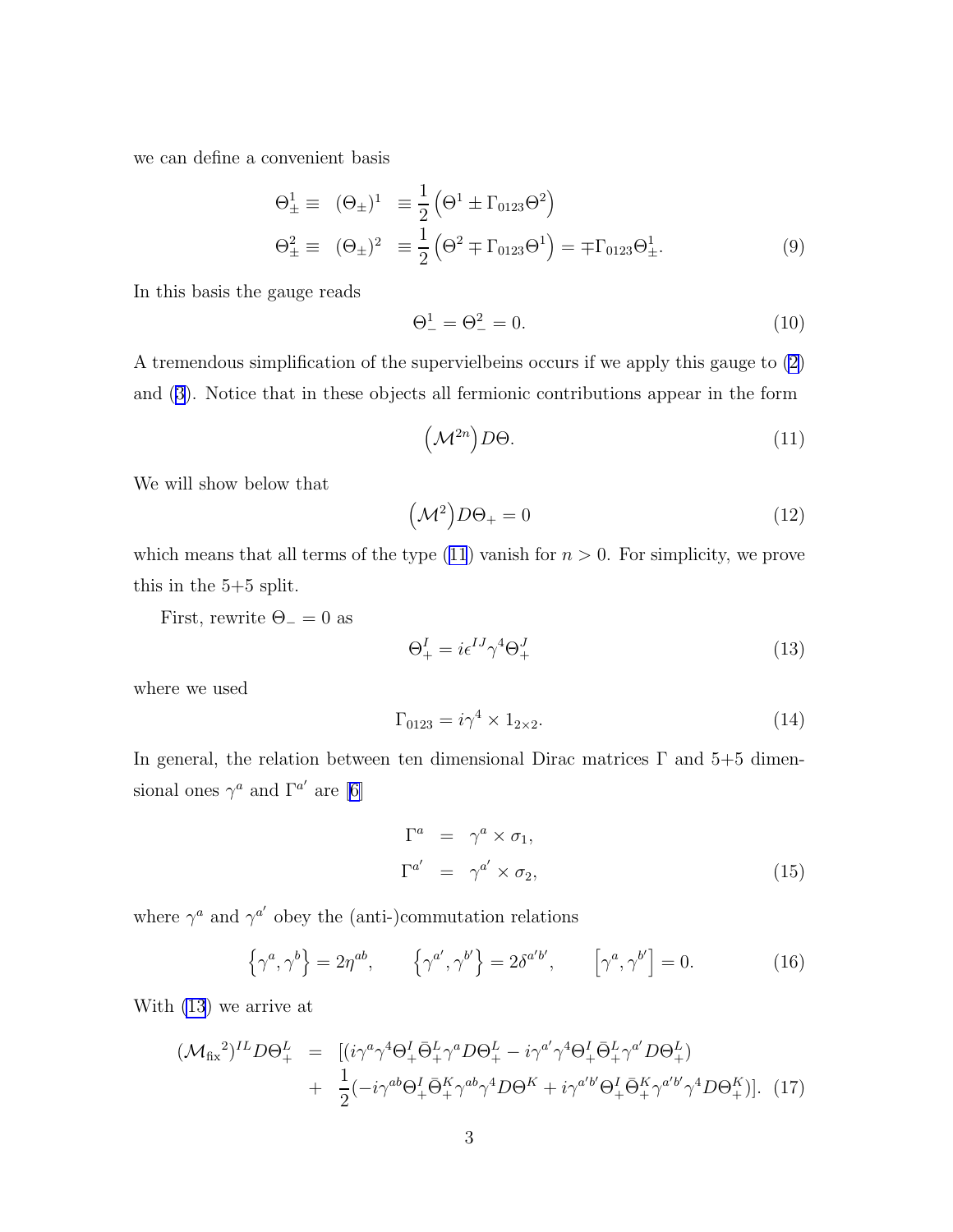we can define a convenient basis

$$
\begin{aligned}
\Theta^1_\pm \equiv \quad (\Theta_\pm)^1 \quad &\equiv \frac{1}{2}\left(\Theta^1 \pm \Gamma_{0123}\Theta^2\right) \\
\Theta^2_\pm \equiv \quad (\Theta_\pm)^2 \quad &\equiv \frac{1}{2}\left(\Theta^2 \mp \Gamma_{0123}\Theta^1\right) = \mp\Gamma_{0123}\Theta^1_\pm.
\end{aligned} \tag{9}
$$

In this basis the gauge reads

$$
\Theta^1_- = \Theta^2_- = 0. \tag{10}
$$

A tremendous simplification of the supervielbeins occurs if we apply this gauge to (2) and (3). Notice that in these objects all fermionic contributions appear in the form

$$
\left(\mathcal{M}^{2n}\right) D\Theta. \tag{11}
$$

We will show below that

$$
\left(\mathcal{M}^2\right) D\Theta_+ = 0 \tag{12}
$$

which means that all terms of the type (11) vanish for $n > 0$. For simplicity, we prove this in the 5+5 split.

First, rewrite $\Theta_- = 0$ as

$$
\Theta^I_+ = i\epsilon^{IJ}\gamma^4\Theta^J_+ \tag{13}
$$

where we used

$$
\Gamma_{0123} = i\gamma^4 \times 1_{2\times 2}. \tag{14}
$$

In general, the relation between ten dimensional Dirac matrices $\Gamma$ and 5+5 dimensional ones $\gamma^a$ and $\Gamma^{a'}$ are [6]

$$
\begin{aligned}
\Gamma^a &= \gamma^a \times \sigma_1, \\
\Gamma^{a'} &= \gamma^{a'} \times \sigma_2,
\end{aligned} \tag{15}
$$

where $\gamma^a$ and $\gamma^{a'}$ obey the (anti-)commutation relations

$$
\left\{\gamma^a, \gamma^b\right\} = 2\eta^{ab}, \qquad \left\{\gamma^{a'}, \gamma^{b'}\right\} = 2\delta^{a'b'}, \qquad \left[\gamma^a, \gamma^{b'}\right] = 0. \tag{16}
$$

With (13) we arrive at

$$
\begin{aligned}
(\mathcal{M}_{\text{fix}}{}^2)^{IL} D\Theta^L_+ \;=\; & [(i\gamma^a\gamma^4\Theta^I_+\bar{\Theta}^L_+\gamma^a D\Theta^L_+ - i\gamma^{a'}\gamma^4\Theta^I_+\bar{\Theta}^L_+\gamma^{a'} D\Theta^L_+) \\
+ \;& \frac{1}{2}(-i\gamma^{ab}\Theta^I_+\bar{\Theta}^K_+\gamma^{ab}\gamma^4 D\Theta^K + i\gamma^{a'b'}\Theta^I_+\bar{\Theta}^K_+\gamma^{a'b'}\gamma^4 D\Theta^K_+)].
\end{aligned} \tag{17}
$$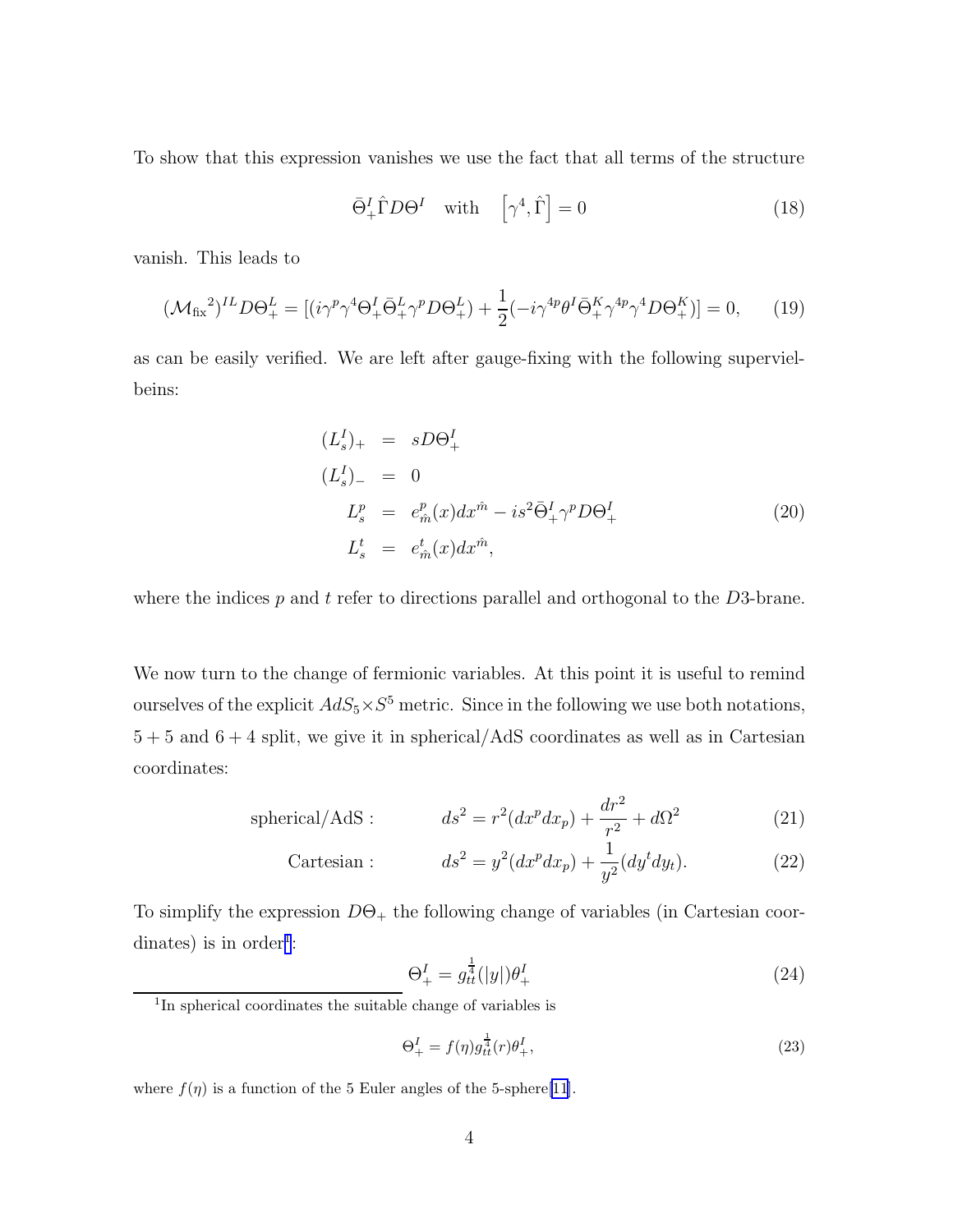To show that this expression vanishes we use the fact that all terms of the structure

$$\bar{\Theta}^I_+ \hat{\Gamma} D\Theta^I \quad \text{with} \quad \left[\gamma^4, \hat{\Gamma}\right] = 0 \tag{18}$$

vanish. This leads to

$$(\mathcal{M}_{\text{fix}}{}^2)^{IL} D\Theta^L_+ = [(i\gamma^p\gamma^4\Theta^I_+\bar{\Theta}^L_+\gamma^p D\Theta^L_+) + \frac{1}{2}(-i\gamma^{4p}\theta^I\bar{\Theta}^K_+\gamma^{4p}\gamma^4 D\Theta^K_+)] = 0, \tag{19}$$

as can be easily verified. We are left after gauge-fixing with the following supervielbeins:

$$\begin{aligned}
(L^I_s)_+ &= sD\Theta^I_+ \\
(L^I_s)_- &= 0 \\
L^p_s &= e^p_{\hat{m}}(x)dx^{\hat{m}} - is^2\bar{\Theta}^I_+\gamma^p D\Theta^I_+ \\
L^t_s &= e^t_{\hat{m}}(x)dx^{\hat{m}},
\end{aligned} \tag{20}$$

where the indices $p$ and $t$ refer to directions parallel and orthogonal to the $D3$-brane.

We now turn to the change of fermionic variables. At this point it is useful to remind ourselves of the explicit $AdS_5 \times S^5$ metric. Since in the following we use both notations, $5+5$ and $6+4$ split, we give it in spherical/AdS coordinates as well as in Cartesian coordinates:

$$\text{spherical/AdS}: \qquad ds^2 = r^2(dx^p dx_p) + \frac{dr^2}{r^2} + d\Omega^2 \tag{21}$$

$$\text{Cartesian}: \qquad ds^2 = y^2(dx^p dx_p) + \frac{1}{y^2}(dy^t dy_t). \tag{22}$$

To simplify the expression $D\Theta_+$ the following change of variables (in Cartesian coordinates) is in order[1]:

$$\Theta^I_+ = g_{tt}^{\frac{1}{4}}(|y|)\theta^I_+ \tag{24}$$

[1] In spherical coordinates the suitable change of variables is

$$\Theta^I_+ = f(\eta)g_{tt}^{\frac{1}{4}}(r)\theta^I_+, \tag{23}$$

where $f(\eta)$ is a function of the 5 Euler angles of the 5-sphere[11].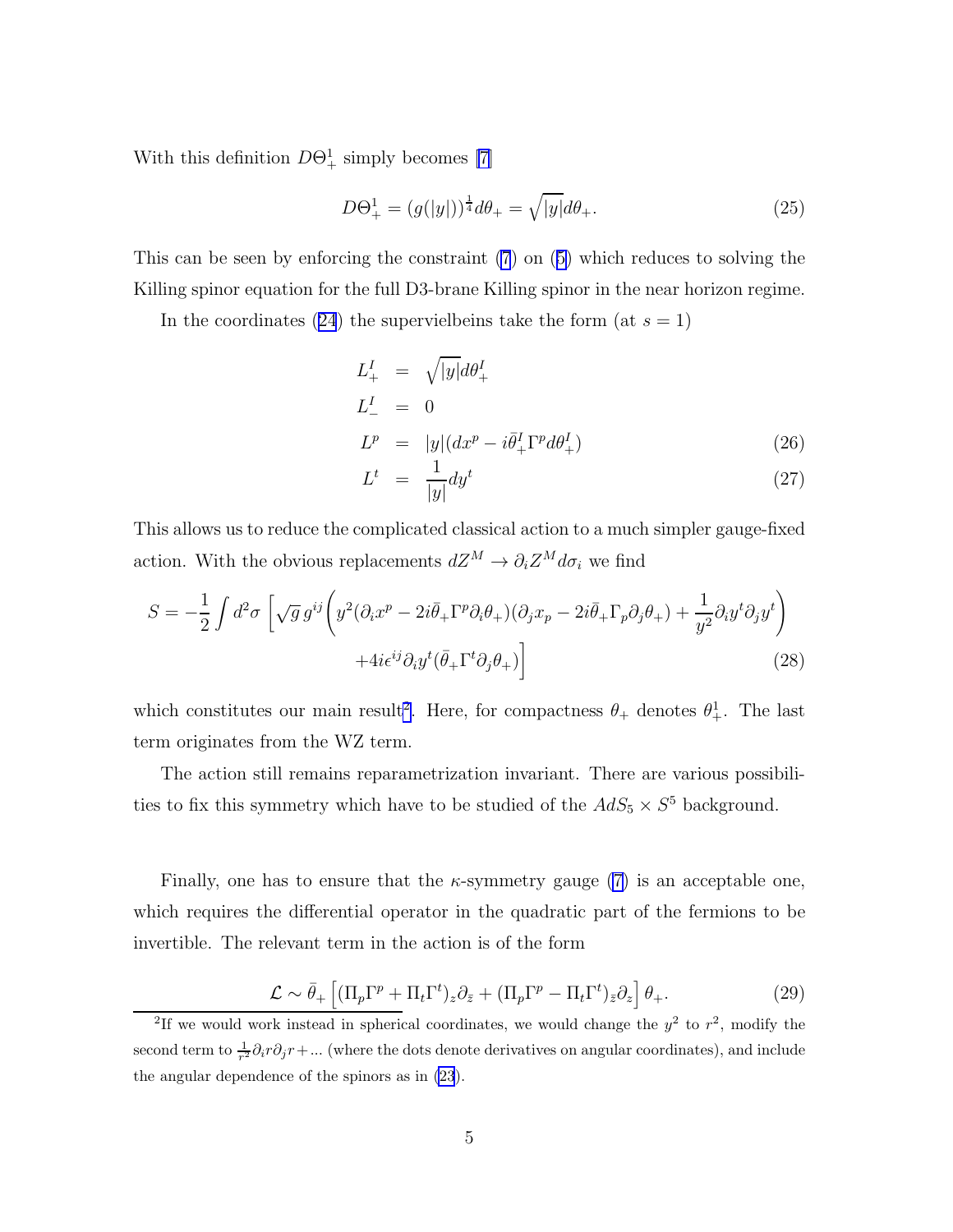With this definition $D\Theta^1_+$ simply becomes [7]

$$D\Theta^1_+ = (g(|y|))^{\frac{1}{4}} d\theta_+ = \sqrt{|y|}\, d\theta_+. \tag{25}$$

This can be seen by enforcing the constraint (7) on (5) which reduces to solving the Killing spinor equation for the full D3-brane Killing spinor in the near horizon regime.

In the coordinates (24) the supervielbeins take the form (at $s = 1$)

$$\begin{aligned}
L^I_+ &= \sqrt{|y|}\, d\theta^I_+ \\
L^I_- &= 0 \\
L^p &= |y|(dx^p - i\bar{\theta}^I_+ \Gamma^p d\theta^I_+) \qquad (26)\\
L^t &= \frac{1}{|y|} dy^t \qquad (27)
\end{aligned}$$

This allows us to reduce the complicated classical action to a much simpler gauge-fixed action. With the obvious replacements $dZ^M \to \partial_i Z^M d\sigma_i$ we find

$$\begin{aligned}
S = -\frac{1}{2} \int d^2\sigma \, \Bigg[ & \sqrt{g}\, g^{ij} \left( y^2 (\partial_i x^p - 2i\bar{\theta}_+ \Gamma^p \partial_i \theta_+)(\partial_j x_p - 2i\bar{\theta}_+ \Gamma_p \partial_j \theta_+) + \frac{1}{y^2} \partial_i y^t \partial_j y^t \right) \\
& + 4i\epsilon^{ij} \partial_i y^t (\bar{\theta}_+ \Gamma^t \partial_j \theta_+) \Bigg]
\end{aligned} \tag{28}$$

which constitutes our main result[2]. Here, for compactness $\theta_+$ denotes $\theta^1_+$. The last term originates from the WZ term.

The action still remains reparametrization invariant. There are various possibilities to fix this symmetry which have to be studied of the $AdS_5 \times S^5$ background.

Finally, one has to ensure that the $\kappa$-symmetry gauge (7) is an acceptable one, which requires the differential operator in the quadratic part of the fermions to be invertible. The relevant term in the action is of the form

$$\mathcal{L} \sim \bar{\theta}_+ \left[ (\Pi_p \Gamma^p + \Pi_t \Gamma^t)_z \partial_{\bar{z}} + (\Pi_p \Gamma^p - \Pi_t \Gamma^t)_{\bar{z}} \partial_z \right] \theta_+. \tag{29}$$

[2] If we would work instead in spherical coordinates, we would change the $y^2$ to $r^2$, modify the second term to $\frac{1}{r^2}\partial_i r \partial_j r + ...$ (where the dots denote derivatives on angular coordinates), and include the angular dependence of the spinors as in (23).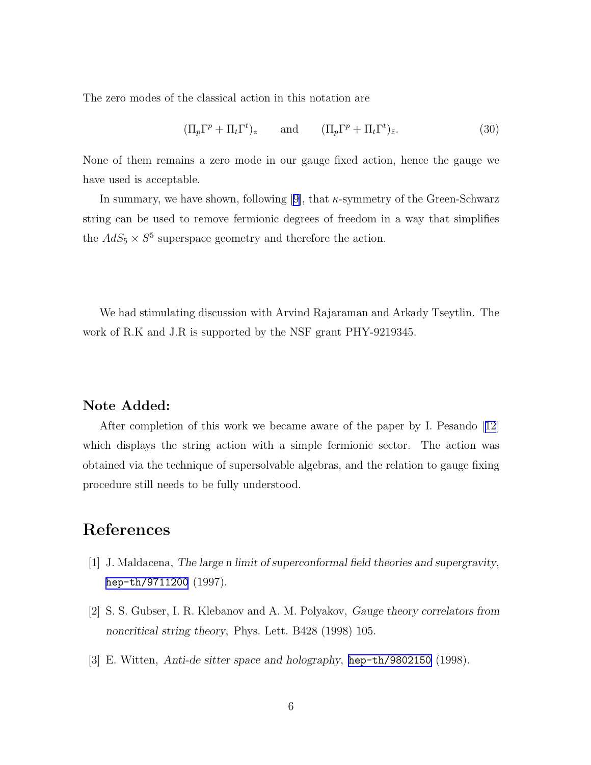The zero modes of the classical action in this notation are

$$(\Pi_p \Gamma^p + \Pi_t \Gamma^t)_z \qquad \text{and} \qquad (\Pi_p \Gamma^p + \Pi_t \Gamma^t)_{\bar{z}}. \tag{30}$$

None of them remains a zero mode in our gauge fixed action, hence the gauge we have used is acceptable.

In summary, we have shown, following [9], that $\kappa$-symmetry of the Green-Schwarz string can be used to remove fermionic degrees of freedom in a way that simplifies the $AdS_5 \times S^5$ superspace geometry and therefore the action.

We had stimulating discussion with Arvind Rajaraman and Arkady Tseytlin. The work of R.K and J.R is supported by the NSF grant PHY-9219345.

### Note Added:

After completion of this work we became aware of the paper by I. Pesando [12] which displays the string action with a simple fermionic sector. The action was obtained via the technique of supersolvable algebras, and the relation to gauge fixing procedure still needs to be fully understood.

## References

[1] J. Maldacena, *The large n limit of superconformal field theories and supergravity*, hep-th/9711200 (1997).

[2] S. S. Gubser, I. R. Klebanov and A. M. Polyakov, *Gauge theory correlators from noncritical string theory*, Phys. Lett. B428 (1998) 105.

[3] E. Witten, *Anti-de sitter space and holography*, hep-th/9802150 (1998).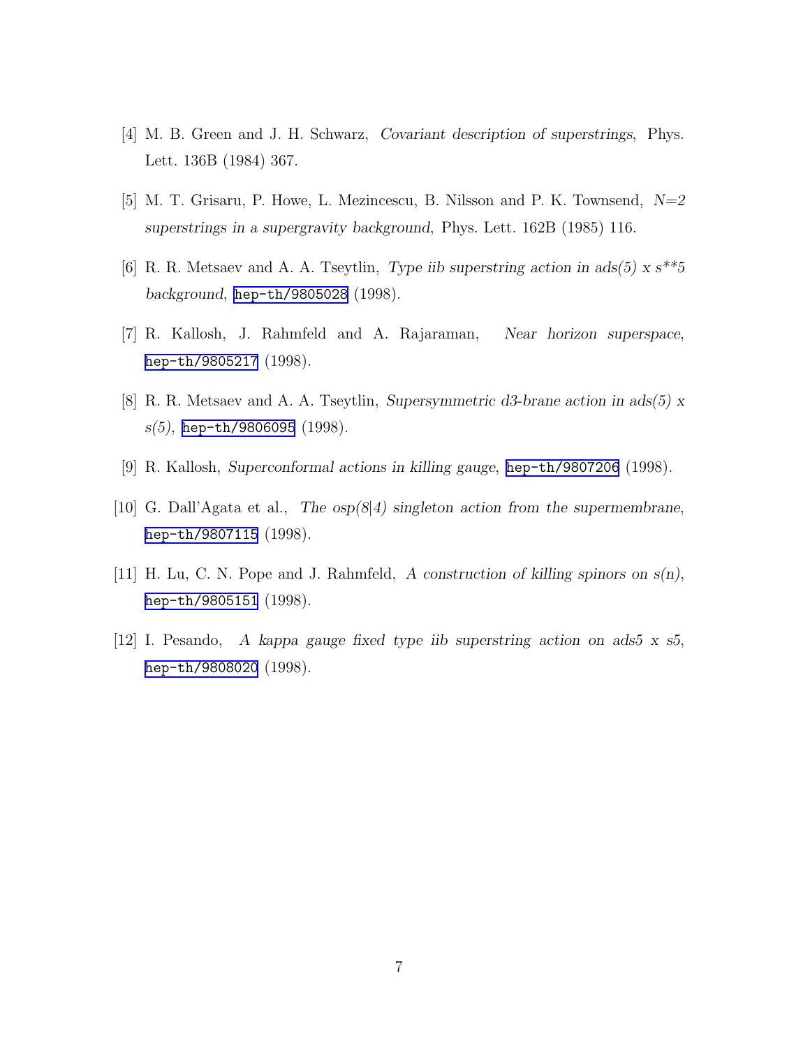[4] M. B. Green and J. H. Schwarz, *Covariant description of superstrings*, Phys. Lett. 136B (1984) 367.

[5] M. T. Grisaru, P. Howe, L. Mezincescu, B. Nilsson and P. K. Townsend, *N=2 superstrings in a supergravity background*, Phys. Lett. 162B (1985) 116.

[6] R. R. Metsaev and A. A. Tseytlin, *Type iib superstring action in ads(5) x s**5 background*, hep-th/9805028 (1998).

[7] R. Kallosh, J. Rahmfeld and A. Rajaraman, *Near horizon superspace*, hep-th/9805217 (1998).

[8] R. R. Metsaev and A. A. Tseytlin, *Supersymmetric d3-brane action in ads(5) x s(5)*, hep-th/9806095 (1998).

[9] R. Kallosh, *Superconformal actions in killing gauge*, hep-th/9807206 (1998).

[10] G. Dall'Agata et al., *The osp(8|4) singleton action from the supermembrane*, hep-th/9807115 (1998).

[11] H. Lu, C. N. Pope and J. Rahmfeld, *A construction of killing spinors on s(n)*, hep-th/9805151 (1998).

[12] I. Pesando, *A kappa gauge fixed type iib superstring action on ads5 x s5*, hep-th/9808020 (1998).